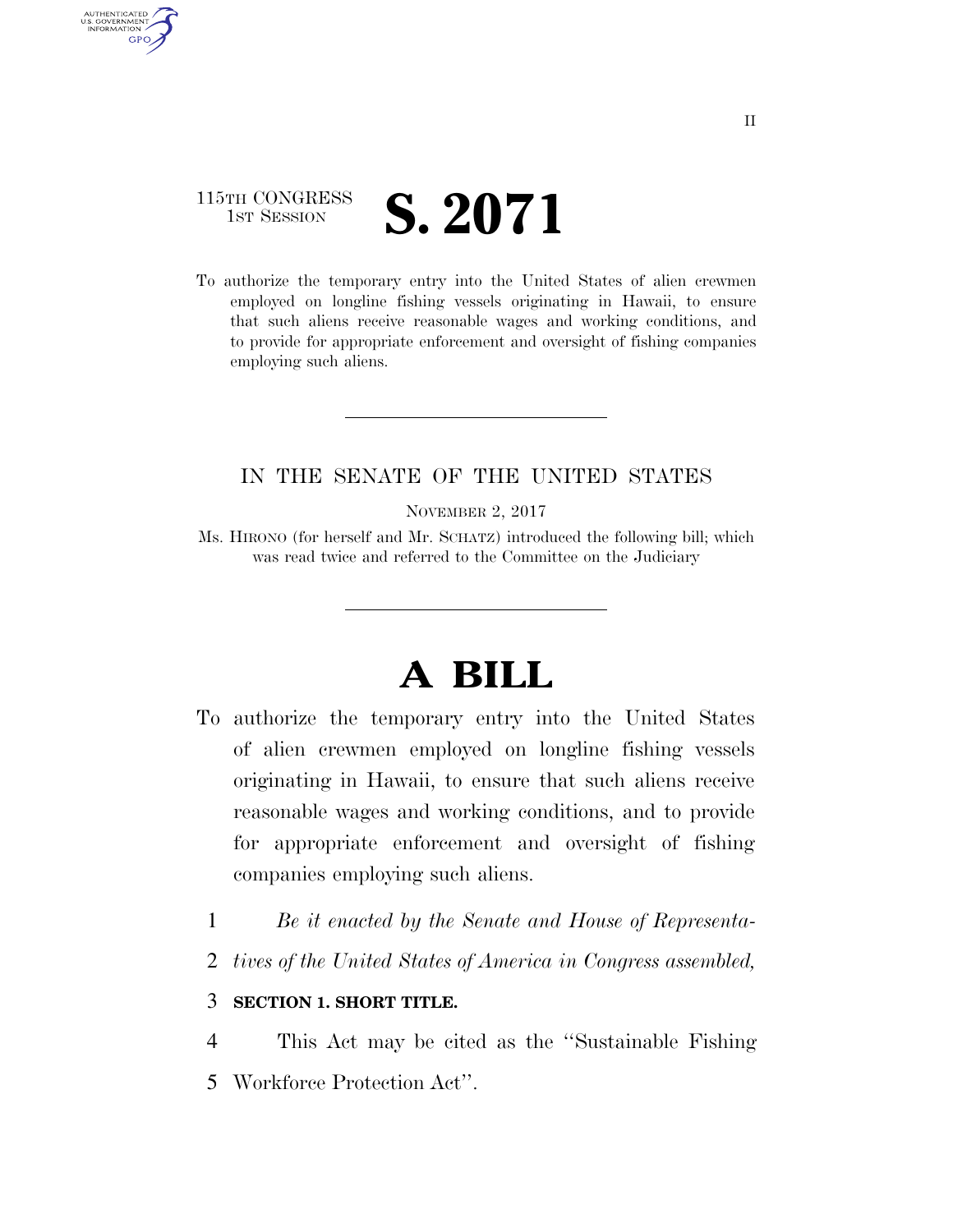115TH CONGRESS
1ST SESSION

# S. 2071

To authorize the temporary entry into the United States of alien crewmen employed on longline fishing vessels originating in Hawaii, to ensure that such aliens receive reasonable wages and working conditions, and to provide for appropriate enforcement and oversight of fishing companies employing such aliens.

---

IN THE SENATE OF THE UNITED STATES

NOVEMBER 2, 2017

Ms. HIRONO (for herself and Mr. SCHATZ) introduced the following bill; which was read twice and referred to the Committee on the Judiciary

---

# A BILL

To authorize the temporary entry into the United States of alien crewmen employed on longline fishing vessels originating in Hawaii, to ensure that such aliens receive reasonable wages and working conditions, and to provide for appropriate enforcement and oversight of fishing companies employing such aliens.

*Be it enacted by the Senate and House of Representatives of the United States of America in Congress assembled,*

**SECTION 1. SHORT TITLE.**

This Act may be cited as the "Sustainable Fishing Workforce Protection Act".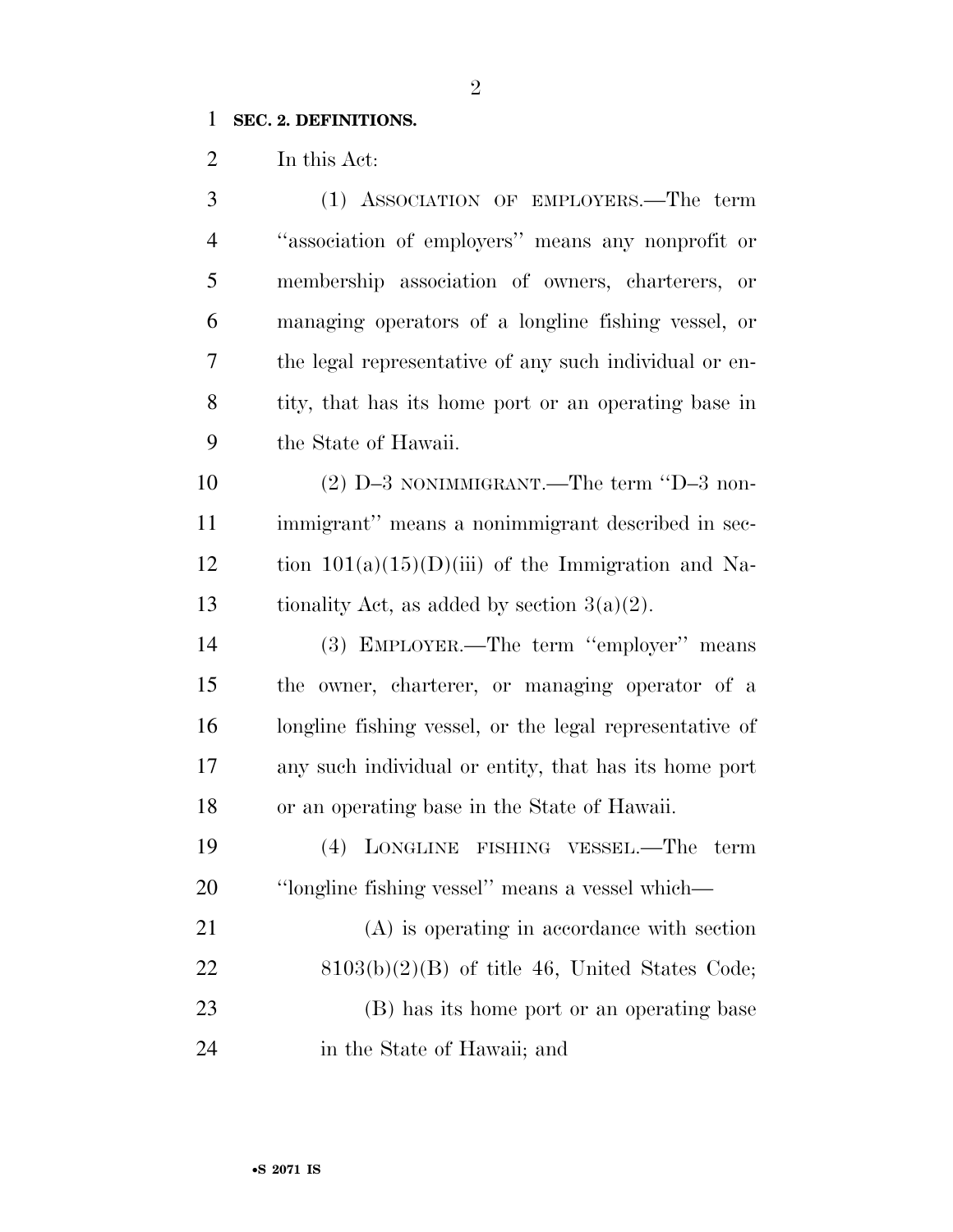**SEC. 2. DEFINITIONS.**

In this Act:

(1) ASSOCIATION OF EMPLOYERS.—The term "association of employers" means any nonprofit or membership association of owners, charterers, or managing operators of a longline fishing vessel, or the legal representative of any such individual or entity, that has its home port or an operating base in the State of Hawaii.

(2) D–3 NONIMMIGRANT.—The term "D–3 nonimmigrant" means a nonimmigrant described in section 101(a)(15)(D)(iii) of the Immigration and Nationality Act, as added by section 3(a)(2).

(3) EMPLOYER.—The term "employer" means the owner, charterer, or managing operator of a longline fishing vessel, or the legal representative of any such individual or entity, that has its home port or an operating base in the State of Hawaii.

(4) LONGLINE FISHING VESSEL.—The term "longline fishing vessel" means a vessel which—

(A) is operating in accordance with section 8103(b)(2)(B) of title 46, United States Code;

(B) has its home port or an operating base in the State of Hawaii; and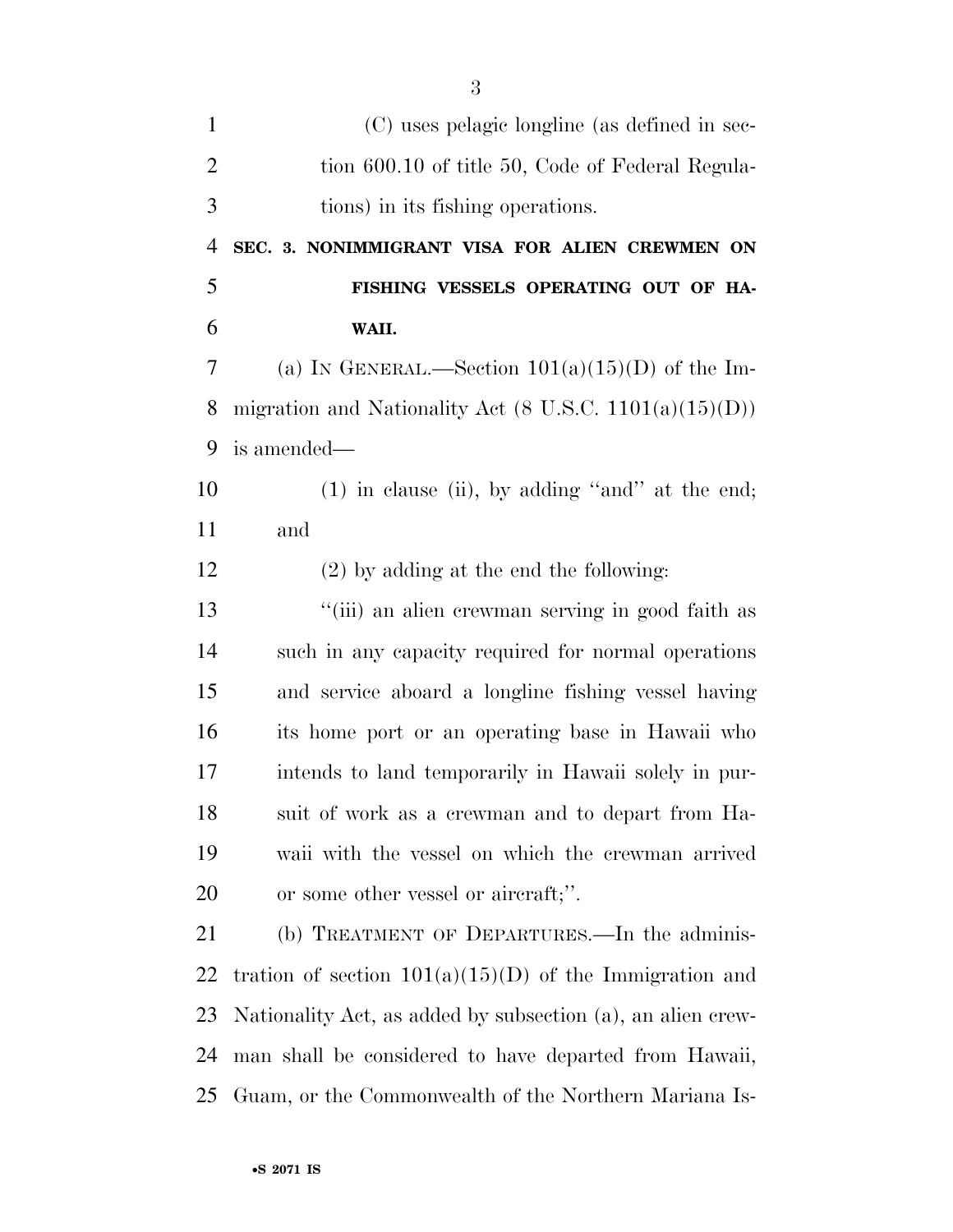(C) uses pelagic longline (as defined in section 600.10 of title 50, Code of Federal Regulations) in its fishing operations.

**SEC. 3. NONIMMIGRANT VISA FOR ALIEN CREWMEN ON FISHING VESSELS OPERATING OUT OF HAWAII.**

(a) IN GENERAL.—Section 101(a)(15)(D) of the Immigration and Nationality Act (8 U.S.C. 1101(a)(15)(D)) is amended—

(1) in clause (ii), by adding ''and'' at the end; and

(2) by adding at the end the following:

''(iii) an alien crewman serving in good faith as such in any capacity required for normal operations and service aboard a longline fishing vessel having its home port or an operating base in Hawaii who intends to land temporarily in Hawaii solely in pursuit of work as a crewman and to depart from Hawaii with the vessel on which the crewman arrived or some other vessel or aircraft;''.

(b) TREATMENT OF DEPARTURES.—In the administration of section 101(a)(15)(D) of the Immigration and Nationality Act, as added by subsection (a), an alien crewman shall be considered to have departed from Hawaii, Guam, or the Commonwealth of the Northern Mariana Is-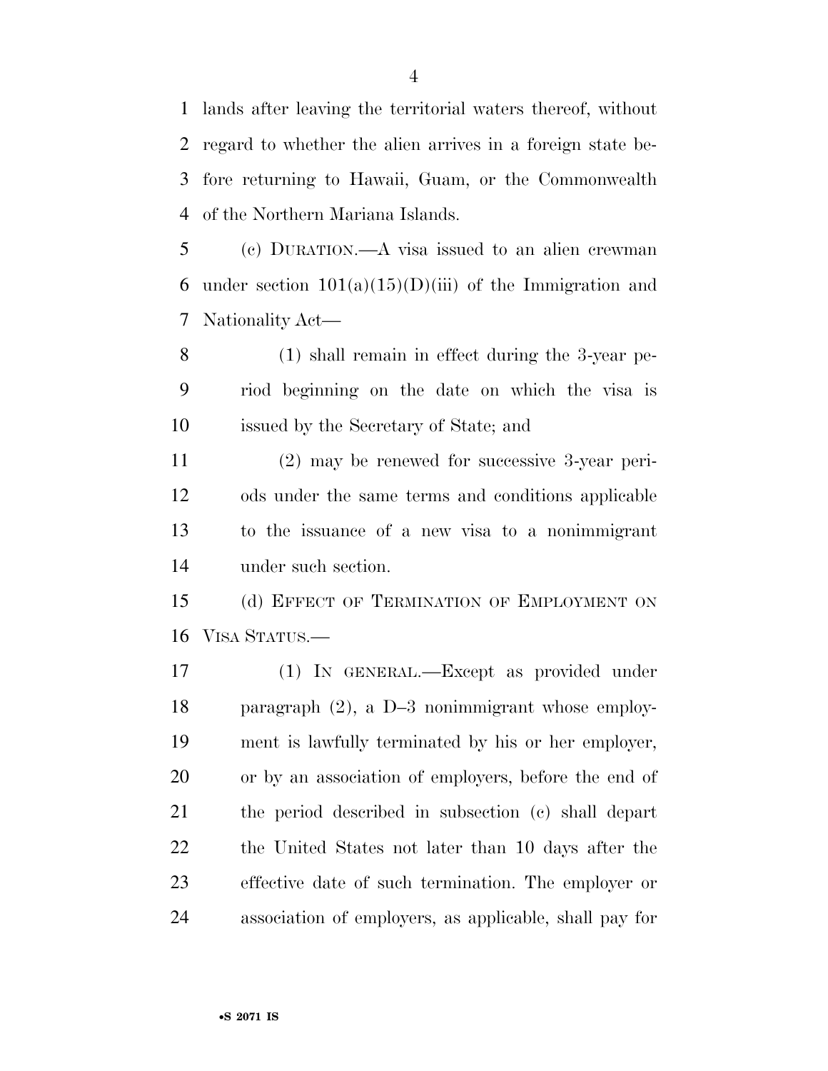lands after leaving the territorial waters thereof, without regard to whether the alien arrives in a foreign state before returning to Hawaii, Guam, or the Commonwealth of the Northern Mariana Islands.

(c) DURATION.—A visa issued to an alien crewman under section 101(a)(15)(D)(iii) of the Immigration and Nationality Act—

(1) shall remain in effect during the 3-year period beginning on the date on which the visa is issued by the Secretary of State; and

(2) may be renewed for successive 3-year periods under the same terms and conditions applicable to the issuance of a new visa to a nonimmigrant under such section.

(d) EFFECT OF TERMINATION OF EMPLOYMENT ON VISA STATUS.—

(1) IN GENERAL.—Except as provided under paragraph (2), a D–3 nonimmigrant whose employment is lawfully terminated by his or her employer, or by an association of employers, before the end of the period described in subsection (c) shall depart the United States not later than 10 days after the effective date of such termination. The employer or association of employers, as applicable, shall pay for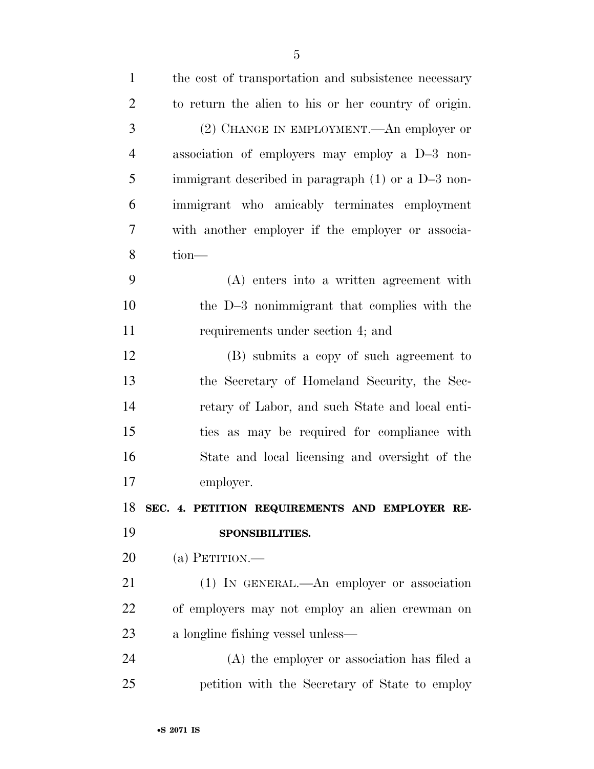the cost of transportation and subsistence necessary to return the alien to his or her country of origin.

(2) CHANGE IN EMPLOYMENT.—An employer or association of employers may employ a D–3 nonimmigrant described in paragraph (1) or a D–3 nonimmigrant who amicably terminates employment with another employer if the employer or association—

(A) enters into a written agreement with the D–3 nonimmigrant that complies with the requirements under section 4; and

(B) submits a copy of such agreement to the Secretary of Homeland Security, the Secretary of Labor, and such State and local entities as may be required for compliance with State and local licensing and oversight of the employer.

## SEC. 4. PETITION REQUIREMENTS AND EMPLOYER RESPONSIBILITIES.

(a) PETITION.—

(1) IN GENERAL.—An employer or association of employers may not employ an alien crewman on a longline fishing vessel unless—

(A) the employer or association has filed a petition with the Secretary of State to employ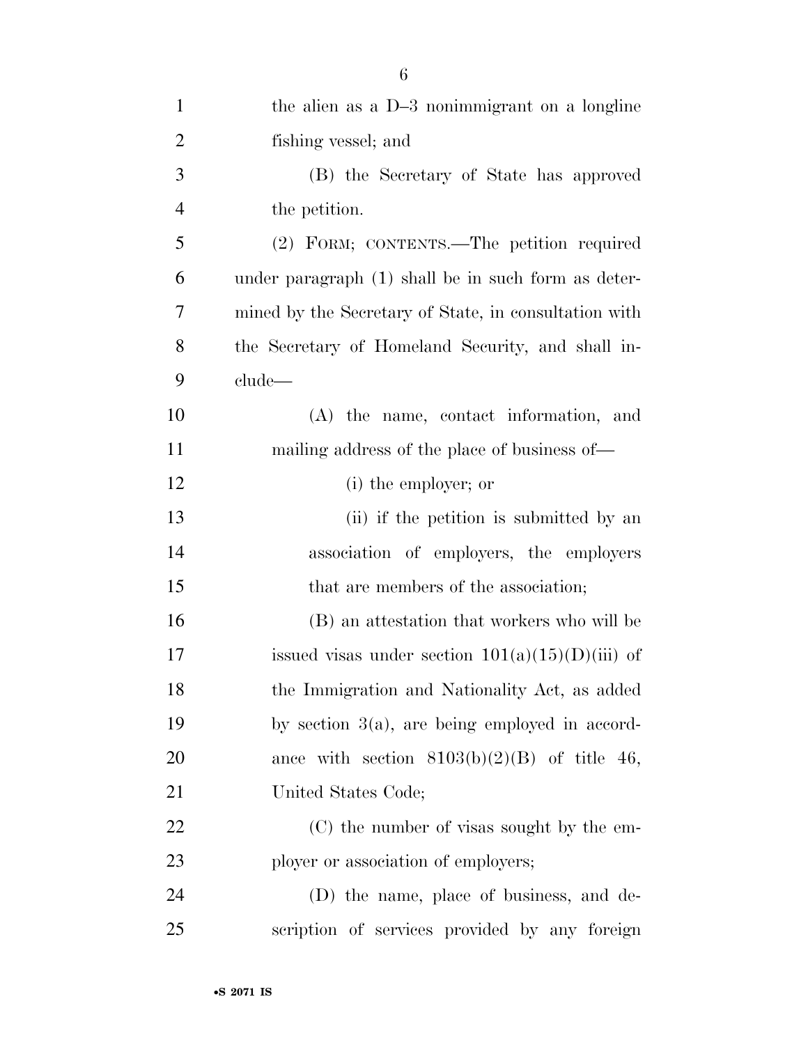the alien as a D–3 nonimmigrant on a longline fishing vessel; and

(B) the Secretary of State has approved the petition.

(2) FORM; CONTENTS.—The petition required under paragraph (1) shall be in such form as determined by the Secretary of State, in consultation with the Secretary of Homeland Security, and shall include—

(A) the name, contact information, and mailing address of the place of business of—

(i) the employer; or

(ii) if the petition is submitted by an association of employers, the employers that are members of the association;

(B) an attestation that workers who will be issued visas under section 101(a)(15)(D)(iii) of the Immigration and Nationality Act, as added by section 3(a), are being employed in accordance with section 8103(b)(2)(B) of title 46, United States Code;

(C) the number of visas sought by the employer or association of employers;

(D) the name, place of business, and description of services provided by any foreign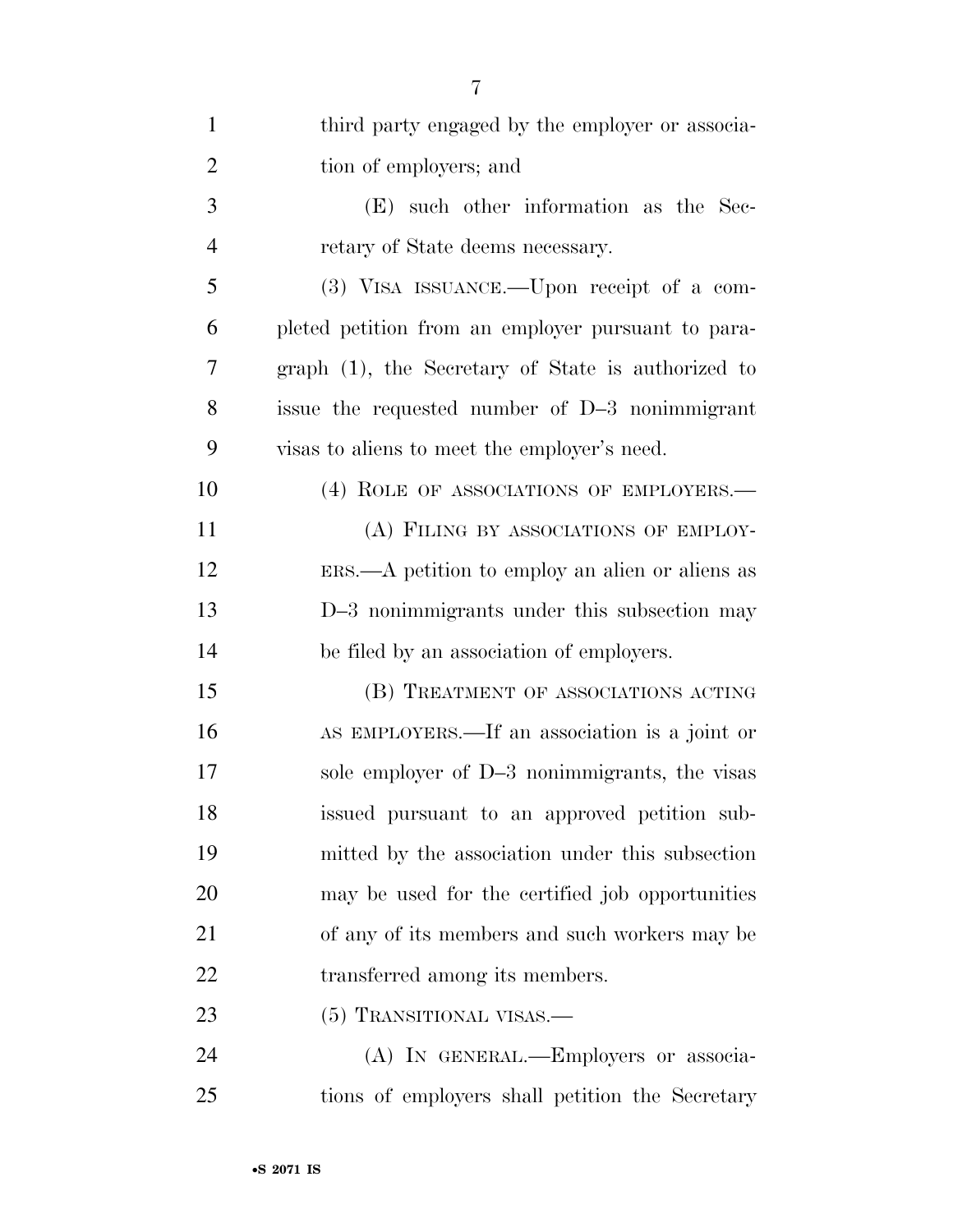third party engaged by the employer or association of employers; and

(E) such other information as the Secretary of State deems necessary.

(3) VISA ISSUANCE.—Upon receipt of a completed petition from an employer pursuant to paragraph (1), the Secretary of State is authorized to issue the requested number of D–3 nonimmigrant visas to aliens to meet the employer's need.

(4) ROLE OF ASSOCIATIONS OF EMPLOYERS.—

(A) FILING BY ASSOCIATIONS OF EMPLOYERS.—A petition to employ an alien or aliens as D–3 nonimmigrants under this subsection may be filed by an association of employers.

(B) TREATMENT OF ASSOCIATIONS ACTING AS EMPLOYERS.—If an association is a joint or sole employer of D–3 nonimmigrants, the visas issued pursuant to an approved petition submitted by the association under this subsection may be used for the certified job opportunities of any of its members and such workers may be transferred among its members.

(5) TRANSITIONAL VISAS.—

(A) IN GENERAL.—Employers or associations of employers shall petition the Secretary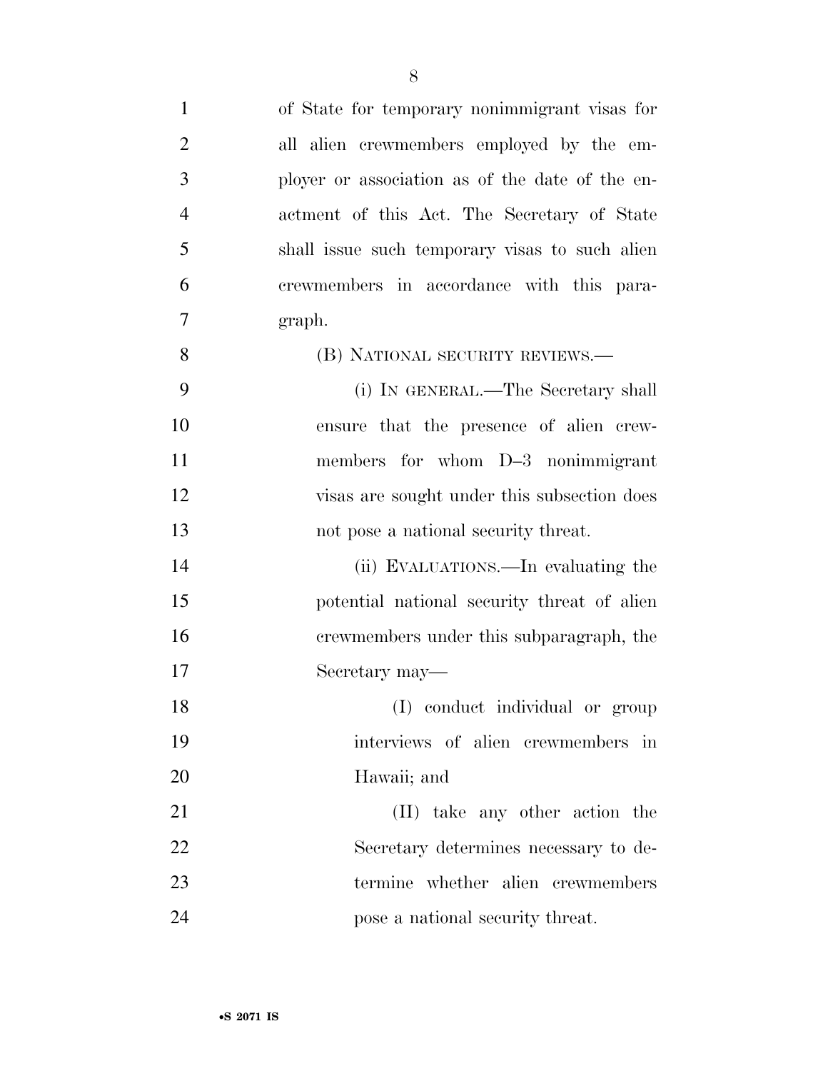of State for temporary nonimmigrant visas for all alien crewmembers employed by the employer or association as of the date of the enactment of this Act. The Secretary of State shall issue such temporary visas to such alien crewmembers in accordance with this paragraph.

(B) NATIONAL SECURITY REVIEWS.—

(i) IN GENERAL.—The Secretary shall ensure that the presence of alien crewmembers for whom D–3 nonimmigrant visas are sought under this subsection does not pose a national security threat.

(ii) EVALUATIONS.—In evaluating the potential national security threat of alien crewmembers under this subparagraph, the Secretary may—

(I) conduct individual or group interviews of alien crewmembers in Hawaii; and

(II) take any other action the Secretary determines necessary to determine whether alien crewmembers pose a national security threat.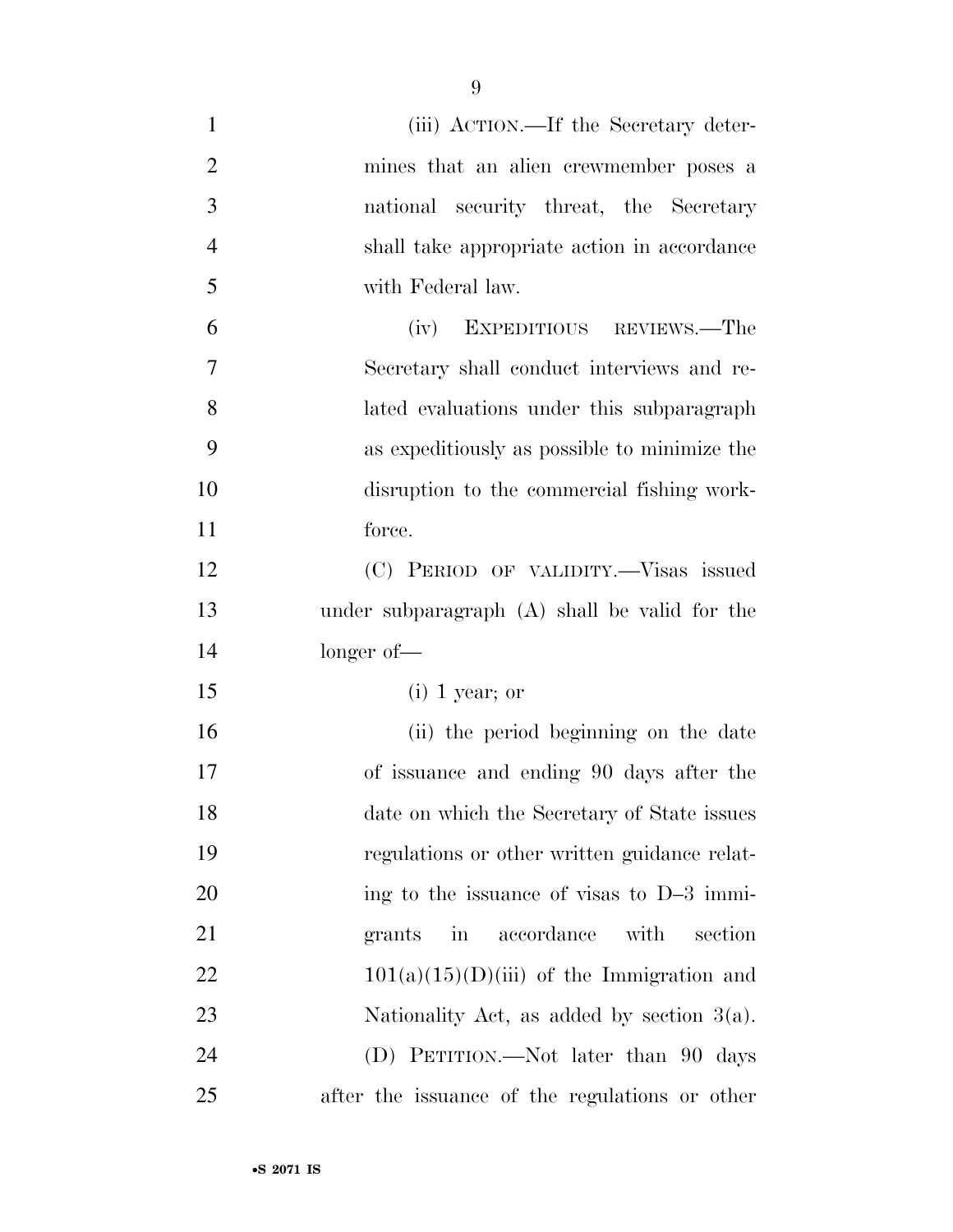(iii) ACTION.—If the Secretary determines that an alien crewmember poses a national security threat, the Secretary shall take appropriate action in accordance with Federal law.

(iv) EXPEDITIOUS REVIEWS.—The Secretary shall conduct interviews and related evaluations under this subparagraph as expeditiously as possible to minimize the disruption to the commercial fishing workforce.

(C) PERIOD OF VALIDITY.—Visas issued under subparagraph (A) shall be valid for the longer of—

(i) 1 year; or

(ii) the period beginning on the date of issuance and ending 90 days after the date on which the Secretary of State issues regulations or other written guidance relating to the issuance of visas to D–3 immigrants in accordance with section 101(a)(15)(D)(iii) of the Immigration and Nationality Act, as added by section 3(a).

(D) PETITION.—Not later than 90 days after the issuance of the regulations or other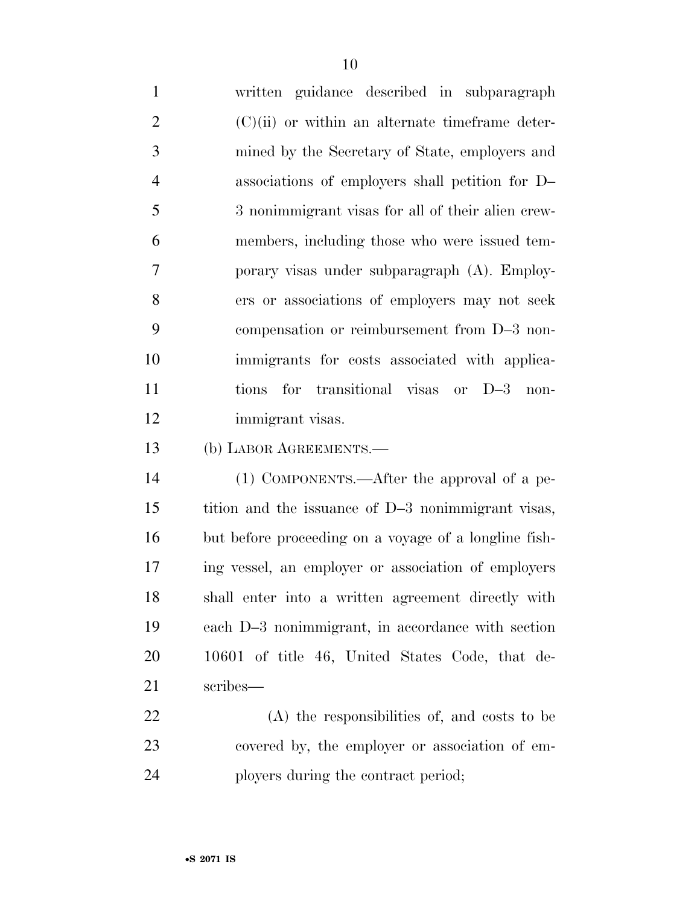written guidance described in subparagraph (C)(ii) or within an alternate timeframe determined by the Secretary of State, employers and associations of employers shall petition for D–3 nonimmigrant visas for all of their alien crewmembers, including those who were issued temporary visas under subparagraph (A). Employers or associations of employers may not seek compensation or reimbursement from D–3 nonimmigrants for costs associated with applications for transitional visas or D–3 nonimmigrant visas.

(b) LABOR AGREEMENTS.—

(1) COMPONENTS.—After the approval of a petition and the issuance of D–3 nonimmigrant visas, but before proceeding on a voyage of a longline fishing vessel, an employer or association of employers shall enter into a written agreement directly with each D–3 nonimmigrant, in accordance with section 10601 of title 46, United States Code, that describes—

(A) the responsibilities of, and costs to be covered by, the employer or association of employers during the contract period;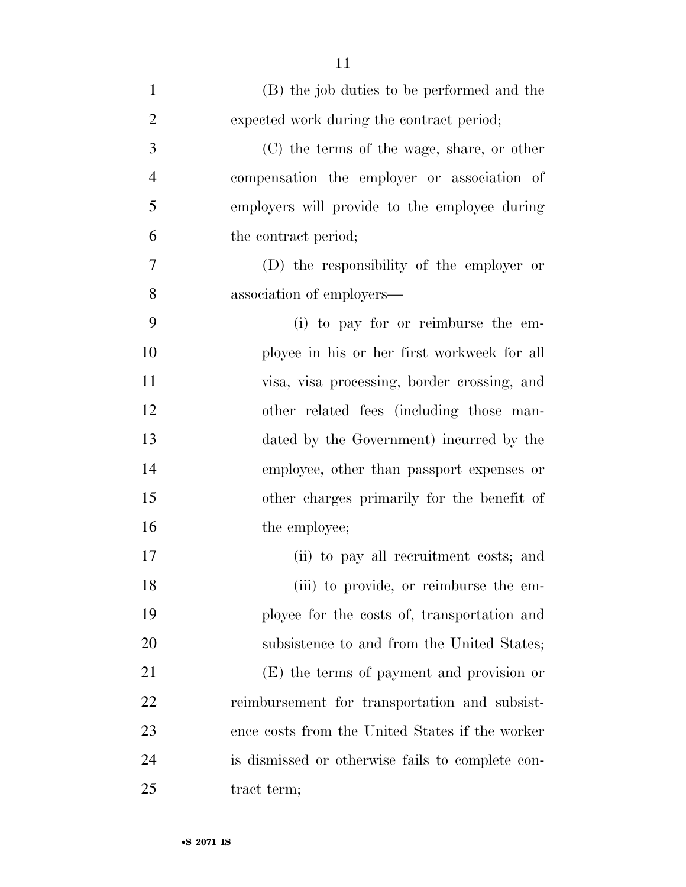(B) the job duties to be performed and the expected work during the contract period;

(C) the terms of the wage, share, or other compensation the employer or association of employers will provide to the employee during the contract period;

(D) the responsibility of the employer or association of employers—

(i) to pay for or reimburse the employee in his or her first workweek for all visa, visa processing, border crossing, and other related fees (including those mandated by the Government) incurred by the employee, other than passport expenses or other charges primarily for the benefit of the employee;

(ii) to pay all recruitment costs; and

(iii) to provide, or reimburse the employee for the costs of, transportation and subsistence to and from the United States;

(E) the terms of payment and provision or reimbursement for transportation and subsistence costs from the United States if the worker is dismissed or otherwise fails to complete contract term;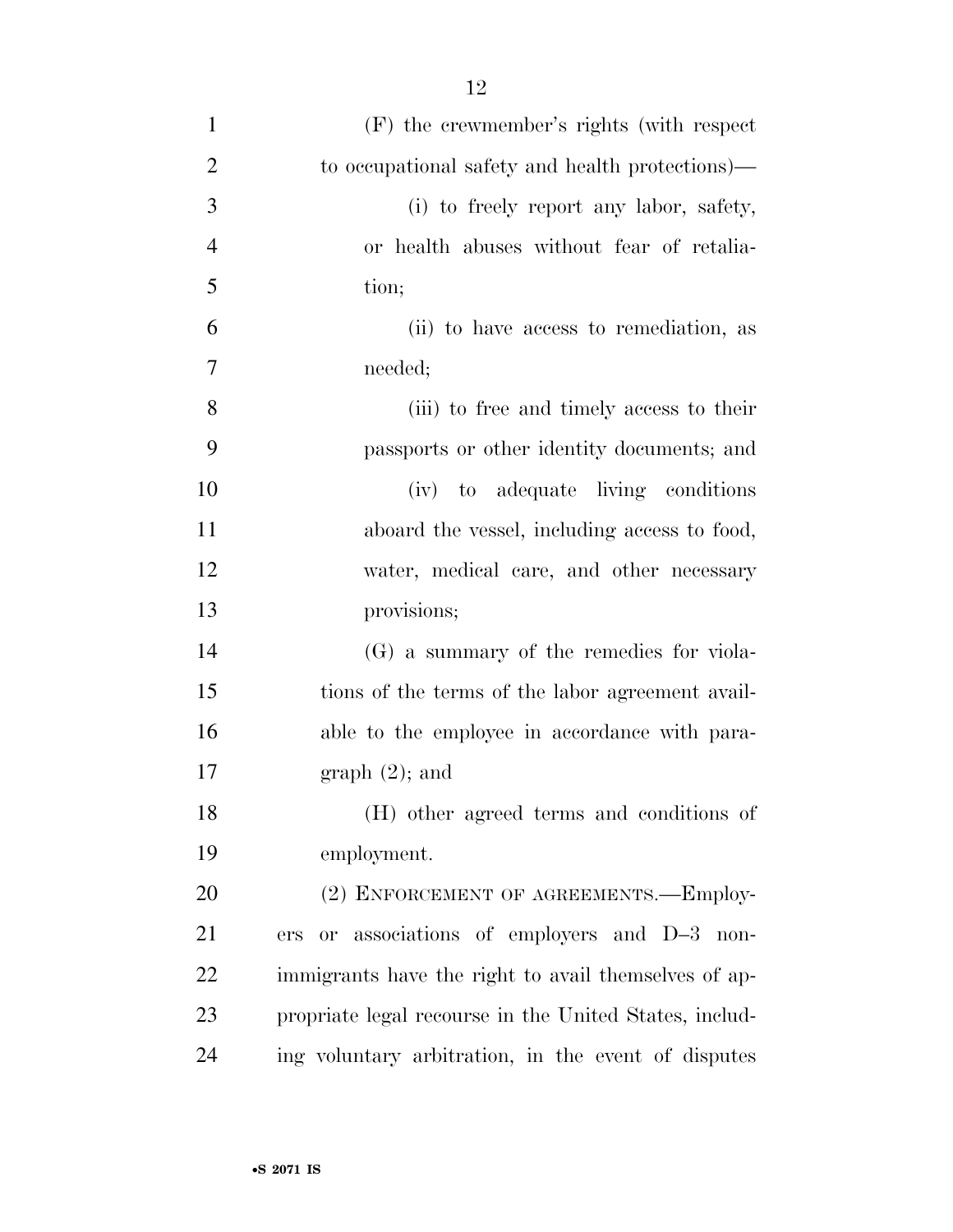(F) the crewmember's rights (with respect to occupational safety and health protections)—

(i) to freely report any labor, safety, or health abuses without fear of retaliation;

(ii) to have access to remediation, as needed;

(iii) to free and timely access to their passports or other identity documents; and

(iv) to adequate living conditions aboard the vessel, including access to food, water, medical care, and other necessary provisions;

(G) a summary of the remedies for violations of the terms of the labor agreement available to the employee in accordance with paragraph (2); and

(H) other agreed terms and conditions of employment.

(2) ENFORCEMENT OF AGREEMENTS.—Employers or associations of employers and D–3 nonimmigrants have the right to avail themselves of appropriate legal recourse in the United States, including voluntary arbitration, in the event of disputes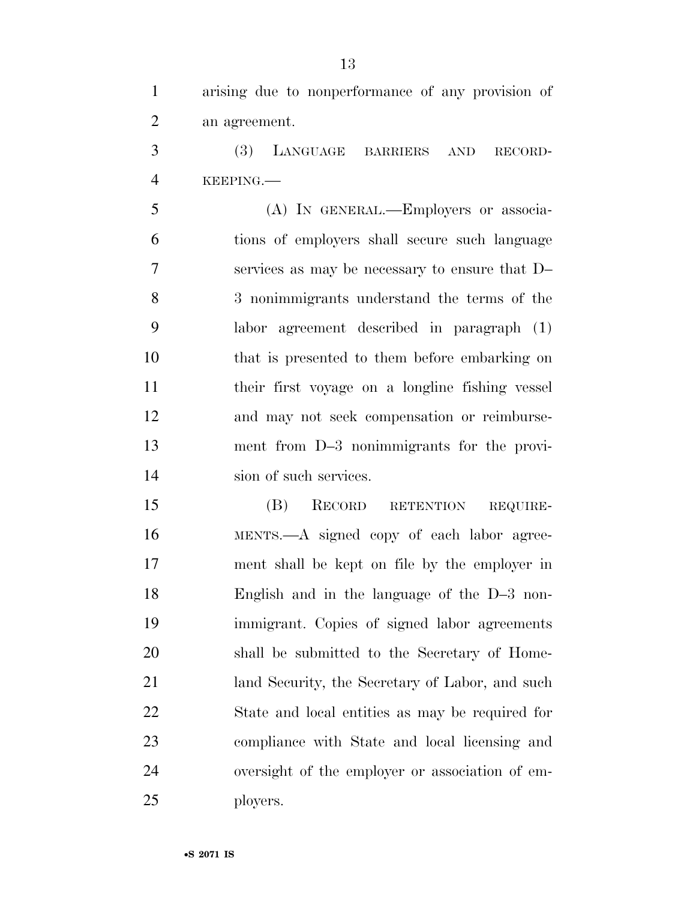arising due to nonperformance of any provision of an agreement.

(3) LANGUAGE BARRIERS AND RECORD-KEEPING.—

(A) IN GENERAL.—Employers or associations of employers shall secure such language services as may be necessary to ensure that D–3 nonimmigrants understand the terms of the labor agreement described in paragraph (1) that is presented to them before embarking on their first voyage on a longline fishing vessel and may not seek compensation or reimbursement from D–3 nonimmigrants for the provision of such services.

(B) RECORD RETENTION REQUIREMENTS.—A signed copy of each labor agreement shall be kept on file by the employer in English and in the language of the D–3 nonimmigrant. Copies of signed labor agreements shall be submitted to the Secretary of Homeland Security, the Secretary of Labor, and such State and local entities as may be required for compliance with State and local licensing and oversight of the employer or association of employers.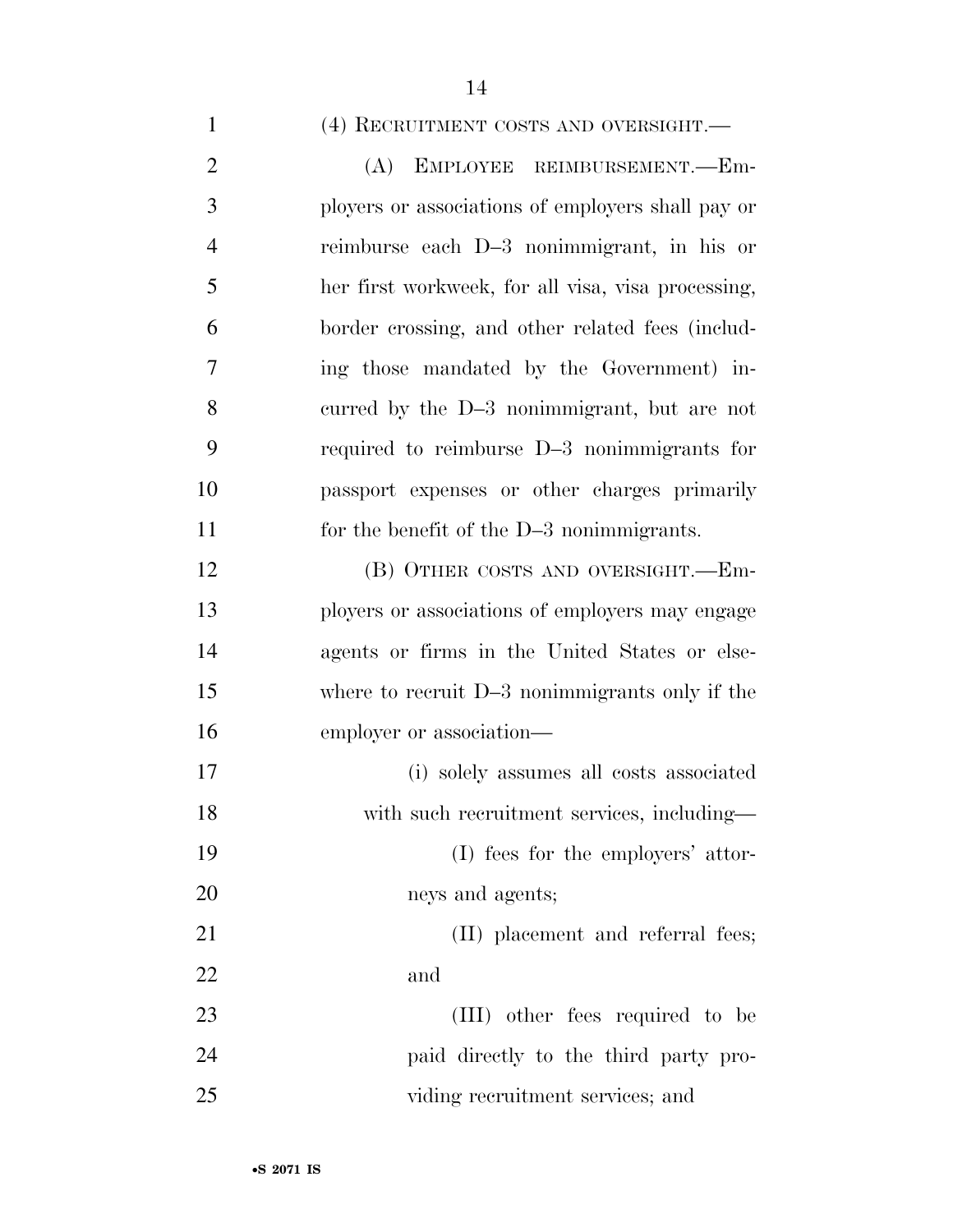(4) RECRUITMENT COSTS AND OVERSIGHT.—

(A) EMPLOYEE REIMBURSEMENT.—Employers or associations of employers shall pay or reimburse each D–3 nonimmigrant, in his or her first workweek, for all visa, visa processing, border crossing, and other related fees (including those mandated by the Government) incurred by the D–3 nonimmigrant, but are not required to reimburse D–3 nonimmigrants for passport expenses or other charges primarily for the benefit of the D–3 nonimmigrants.

(B) OTHER COSTS AND OVERSIGHT.—Employers or associations of employers may engage agents or firms in the United States or elsewhere to recruit D–3 nonimmigrants only if the employer or association—

(i) solely assumes all costs associated with such recruitment services, including—

(I) fees for the employers' attorneys and agents;

(II) placement and referral fees; and

(III) other fees required to be paid directly to the third party providing recruitment services; and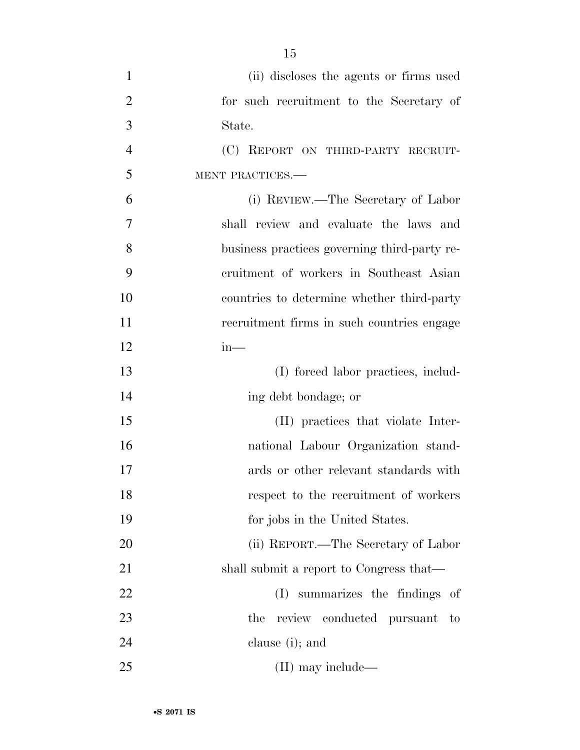(ii) discloses the agents or firms used for such recruitment to the Secretary of State.

(C) REPORT ON THIRD-PARTY RECRUITMENT PRACTICES.—

(i) REVIEW.—The Secretary of Labor shall review and evaluate the laws and business practices governing third-party recruitment of workers in Southeast Asian countries to determine whether third-party recruitment firms in such countries engage in—

(I) forced labor practices, including debt bondage; or

(II) practices that violate International Labour Organization standards or other relevant standards with respect to the recruitment of workers for jobs in the United States.

(ii) REPORT.—The Secretary of Labor shall submit a report to Congress that—

(I) summarizes the findings of the review conducted pursuant to clause (i); and

(II) may include—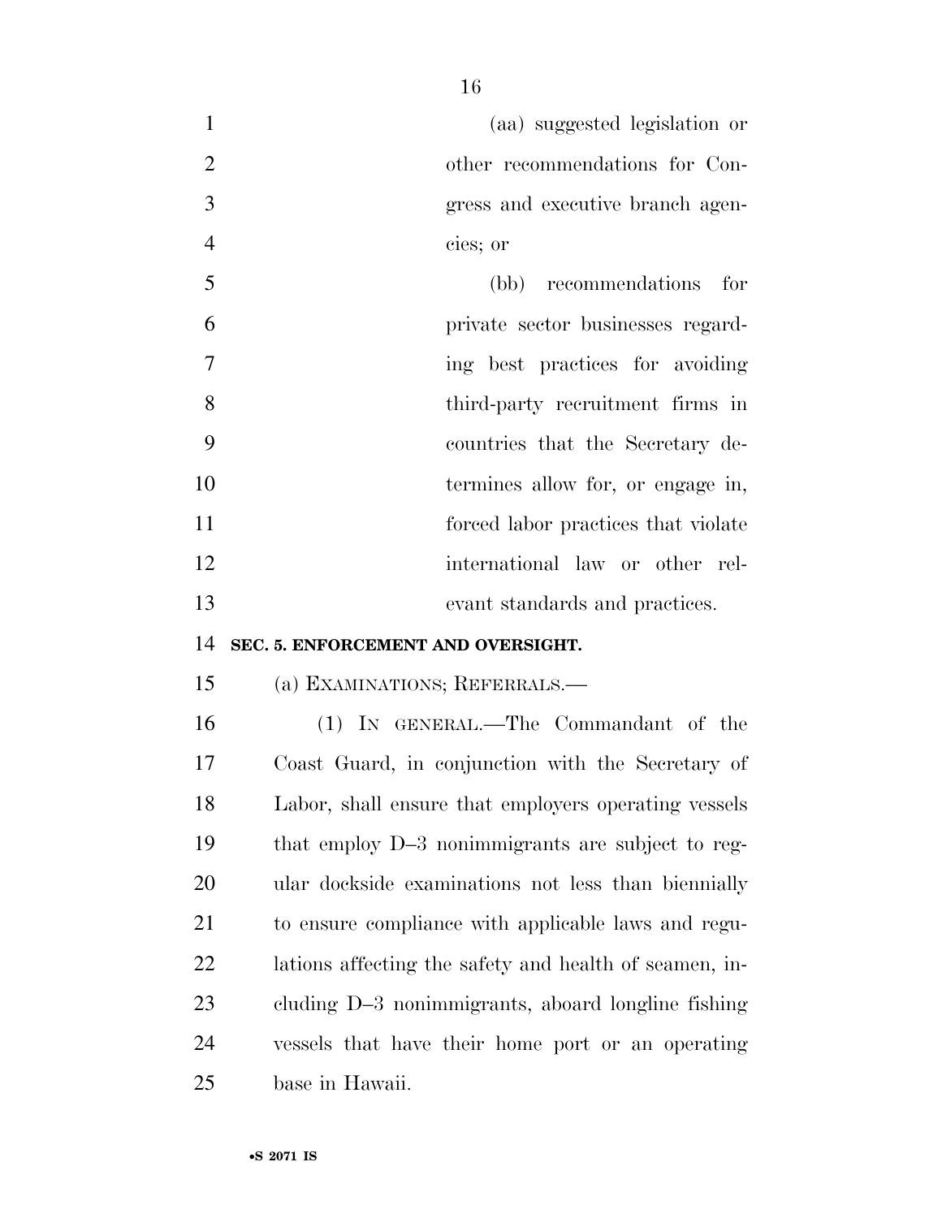(aa) suggested legislation or other recommendations for Congress and executive branch agencies; or

(bb) recommendations for private sector businesses regarding best practices for avoiding third-party recruitment firms in countries that the Secretary determines allow for, or engage in, forced labor practices that violate international law or other relevant standards and practices.

**SEC. 5. ENFORCEMENT AND OVERSIGHT.**

(a) EXAMINATIONS; REFERRALS.—

(1) IN GENERAL.—The Commandant of the Coast Guard, in conjunction with the Secretary of Labor, shall ensure that employers operating vessels that employ D–3 nonimmigrants are subject to regular dockside examinations not less than biennially to ensure compliance with applicable laws and regulations affecting the safety and health of seamen, including D–3 nonimmigrants, aboard longline fishing vessels that have their home port or an operating base in Hawaii.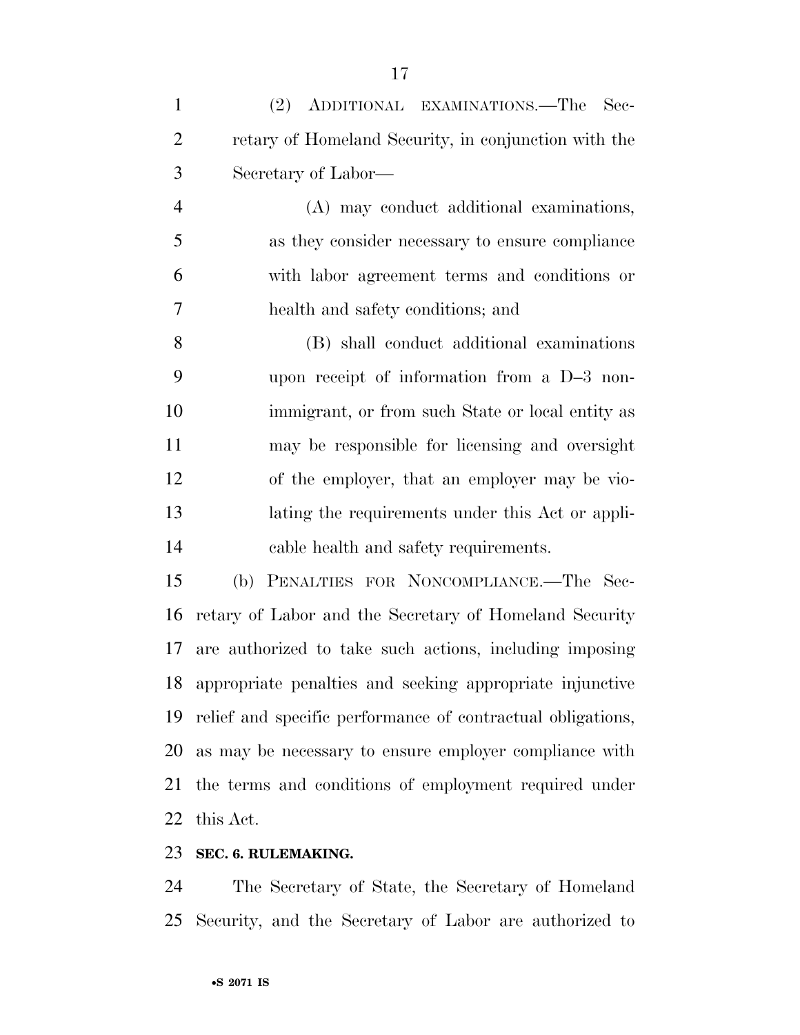(2) Additional examinations.—The Secretary of Homeland Security, in conjunction with the Secretary of Labor—

(A) may conduct additional examinations, as they consider necessary to ensure compliance with labor agreement terms and conditions or health and safety conditions; and

(B) shall conduct additional examinations upon receipt of information from a D–3 nonimmigrant, or from such State or local entity as may be responsible for licensing and oversight of the employer, that an employer may be violating the requirements under this Act or applicable health and safety requirements.

(b) Penalties for Noncompliance.—The Secretary of Labor and the Secretary of Homeland Security are authorized to take such actions, including imposing appropriate penalties and seeking appropriate injunctive relief and specific performance of contractual obligations, as may be necessary to ensure employer compliance with the terms and conditions of employment required under this Act.

**SEC. 6. RULEMAKING.**

The Secretary of State, the Secretary of Homeland Security, and the Secretary of Labor are authorized to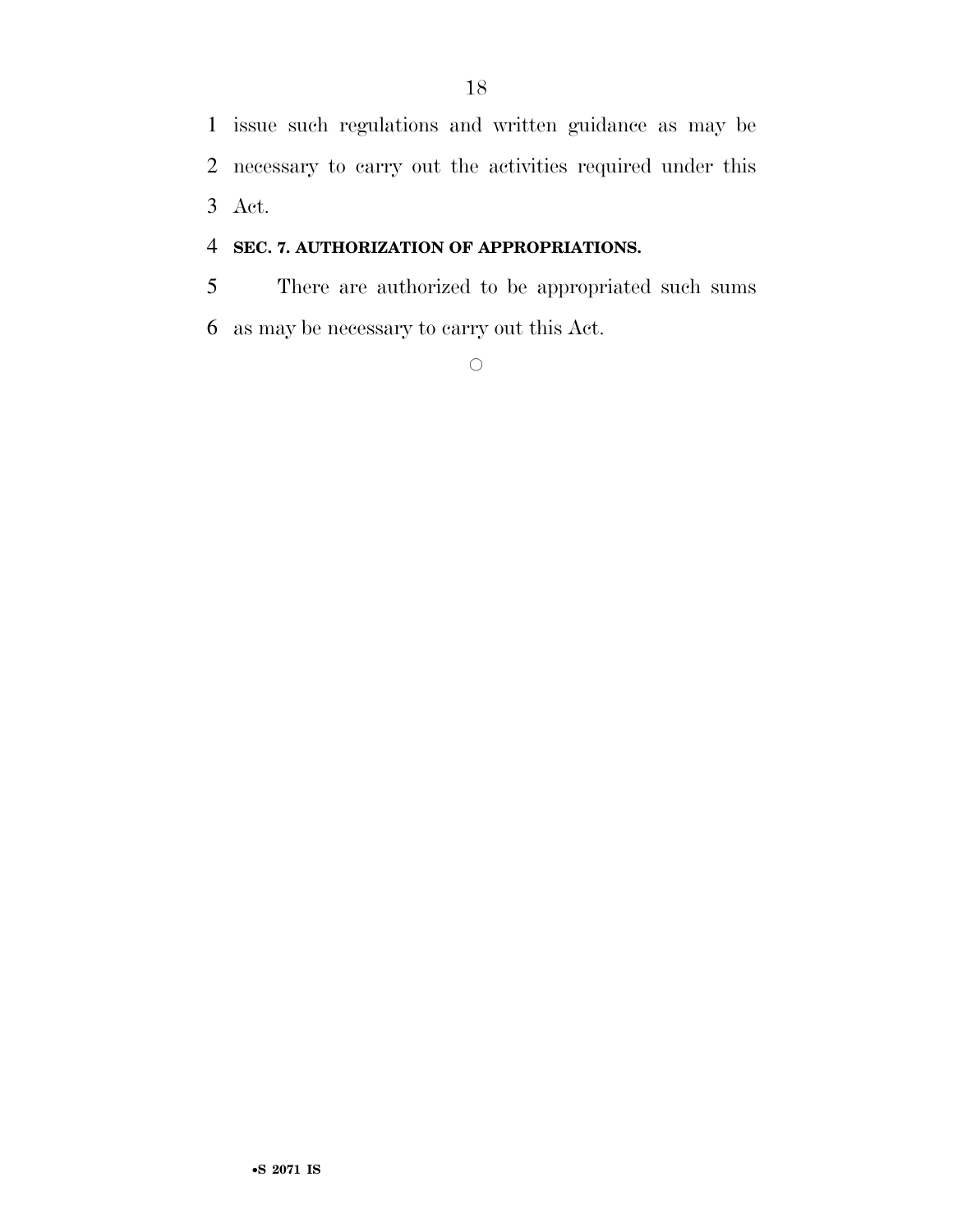issue such regulations and written guidance as may be necessary to carry out the activities required under this Act.

### SEC. 7. AUTHORIZATION OF APPROPRIATIONS.

There are authorized to be appropriated such sums as may be necessary to carry out this Act.

○